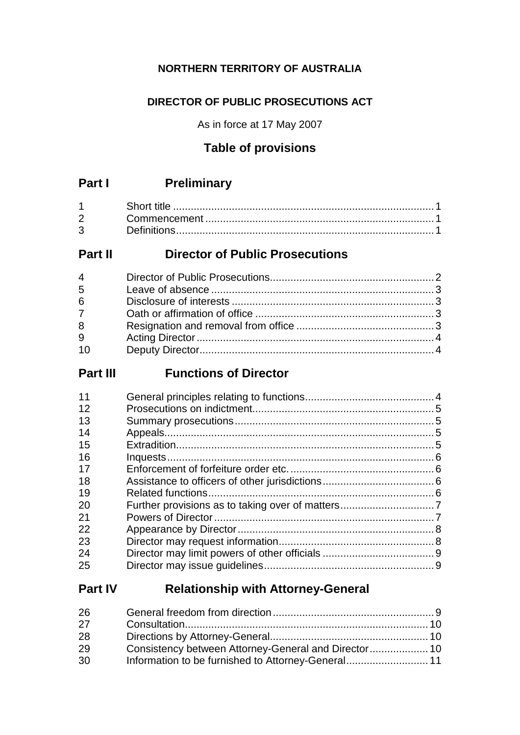**NORTHERN TERRITORY OF AUSTRALIA**

**DIRECTOR OF PUBLIC PROSECUTIONS ACT**

As in force at 17 May 2007

## Table of provisions

## Part I Preliminary

| | | |
|---|---|---|
| 1 | Short title | 1 |
| 2 | Commencement | 1 |
| 3 | Definitions | 1 |

## Part II Director of Public Prosecutions

| | | |
|---|---|---|
| 4 | Director of Public Prosecutions | 2 |
| 5 | Leave of absence | 3 |
| 6 | Disclosure of interests | 3 |
| 7 | Oath or affirmation of office | 3 |
| 8 | Resignation and removal from office | 3 |
| 9 | Acting Director | 4 |
| 10 | Deputy Director | 4 |

## Part III Functions of Director

| | | |
|---|---|---|
| 11 | General principles relating to functions | 4 |
| 12 | Prosecutions on indictment | 5 |
| 13 | Summary prosecutions | 5 |
| 14 | Appeals | 5 |
| 15 | Extradition | 5 |
| 16 | Inquests | 6 |
| 17 | Enforcement of forfeiture order etc. | 6 |
| 18 | Assistance to officers of other jurisdictions | 6 |
| 19 | Related functions | 6 |
| 20 | Further provisions as to taking over of matters | 7 |
| 21 | Powers of Director | 7 |
| 22 | Appearance by Director | 8 |
| 23 | Director may request information | 8 |
| 24 | Director may limit powers of other officials | 9 |
| 25 | Director may issue guidelines | 9 |

## Part IV Relationship with Attorney-General

| | | |
|---|---|---|
| 26 | General freedom from direction | 9 |
| 27 | Consultation | 10 |
| 28 | Directions by Attorney-General | 10 |
| 29 | Consistency between Attorney-General and Director | 10 |
| 30 | Information to be furnished to Attorney-General | 11 |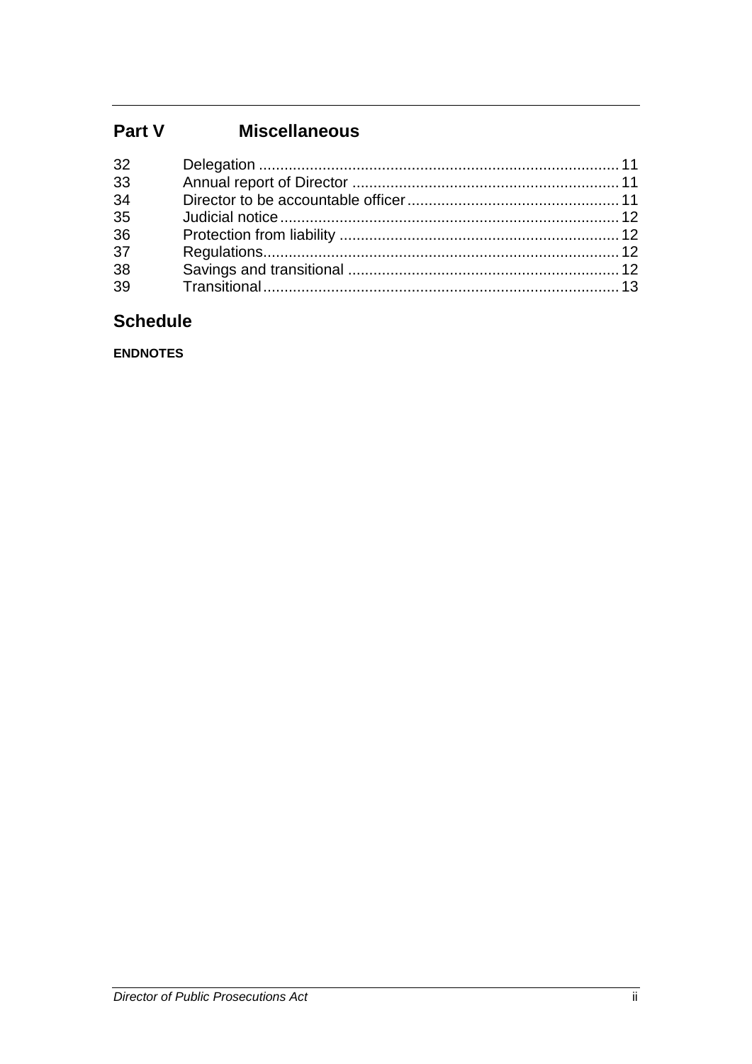## Part V Miscellaneous

| | | |
|---|---|---|
| 32 | Delegation | 11 |
| 33 | Annual report of Director | 11 |
| 34 | Director to be accountable officer | 11 |
| 35 | Judicial notice | 12 |
| 36 | Protection from liability | 12 |
| 37 | Regulations | 12 |
| 38 | Savings and transitional | 12 |
| 39 | Transitional | 13 |

## Schedule

**ENDNOTES**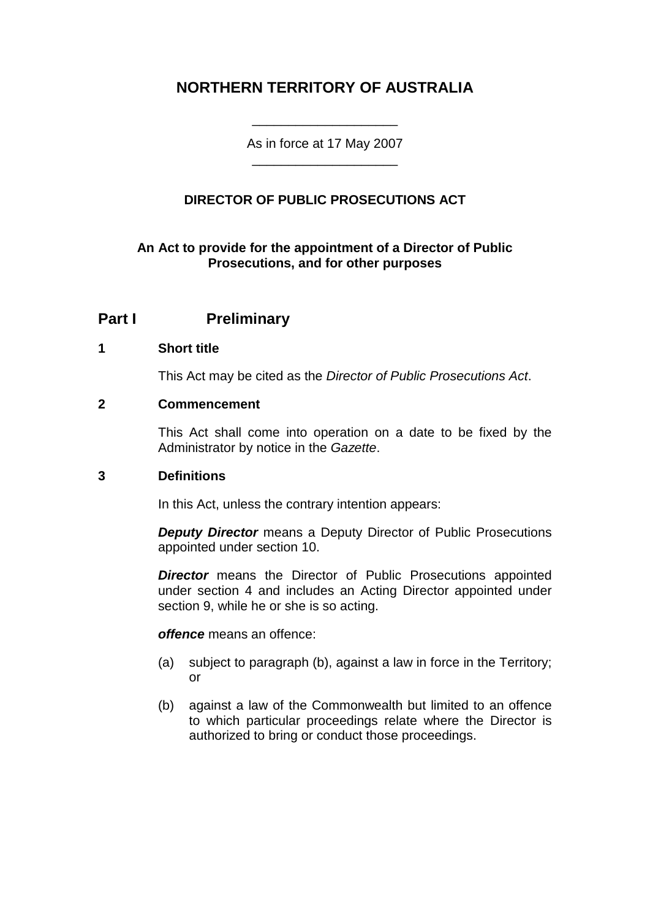# NORTHERN TERRITORY OF AUSTRALIA

As in force at 17 May 2007

## DIRECTOR OF PUBLIC PROSECUTIONS ACT

**An Act to provide for the appointment of a Director of Public Prosecutions, and for other purposes**

## Part I Preliminary

### 1 Short title

This Act may be cited as the *Director of Public Prosecutions Act*.

### 2 Commencement

This Act shall come into operation on a date to be fixed by the Administrator by notice in the *Gazette*.

### 3 Definitions

In this Act, unless the contrary intention appears:

***Deputy Director*** means a Deputy Director of Public Prosecutions appointed under section 10.

***Director*** means the Director of Public Prosecutions appointed under section 4 and includes an Acting Director appointed under section 9, while he or she is so acting.

***offence*** means an offence:

(a) subject to paragraph (b), against a law in force in the Territory; or

(b) against a law of the Commonwealth but limited to an offence to which particular proceedings relate where the Director is authorized to bring or conduct those proceedings.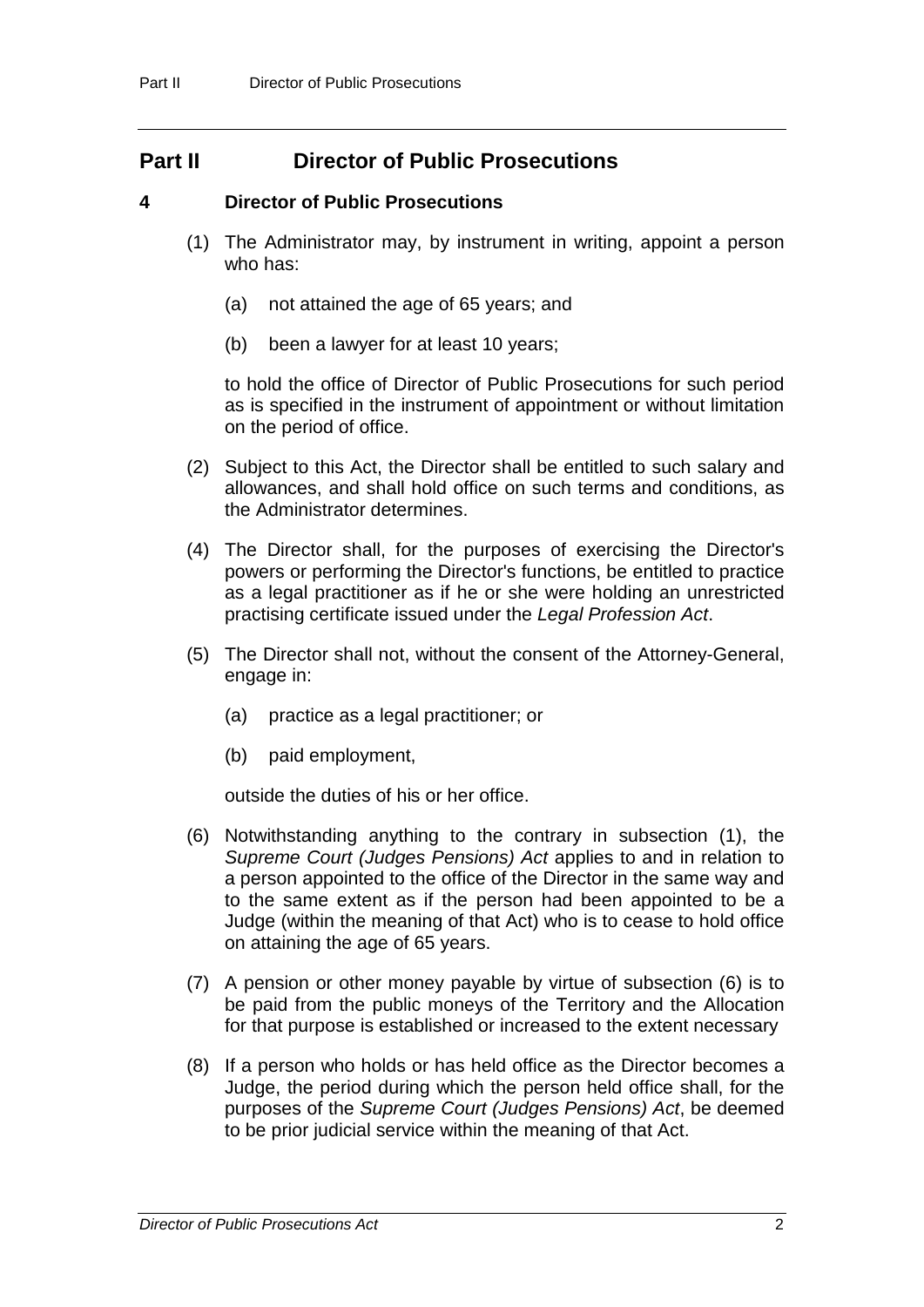## Part II Director of Public Prosecutions

### 4 Director of Public Prosecutions

(1) The Administrator may, by instrument in writing, appoint a person who has:

(a) not attained the age of 65 years; and

(b) been a lawyer for at least 10 years;

to hold the office of Director of Public Prosecutions for such period as is specified in the instrument of appointment or without limitation on the period of office.

(2) Subject to this Act, the Director shall be entitled to such salary and allowances, and shall hold office on such terms and conditions, as the Administrator determines.

(4) The Director shall, for the purposes of exercising the Director's powers or performing the Director's functions, be entitled to practice as a legal practitioner as if he or she were holding an unrestricted practising certificate issued under the *Legal Profession Act*.

(5) The Director shall not, without the consent of the Attorney-General, engage in:

(a) practice as a legal practitioner; or

(b) paid employment,

outside the duties of his or her office.

(6) Notwithstanding anything to the contrary in subsection (1), the *Supreme Court (Judges Pensions) Act* applies to and in relation to a person appointed to the office of the Director in the same way and to the same extent as if the person had been appointed to be a Judge (within the meaning of that Act) who is to cease to hold office on attaining the age of 65 years.

(7) A pension or other money payable by virtue of subsection (6) is to be paid from the public moneys of the Territory and the Allocation for that purpose is established or increased to the extent necessary

(8) If a person who holds or has held office as the Director becomes a Judge, the period during which the person held office shall, for the purposes of the *Supreme Court (Judges Pensions) Act*, be deemed to be prior judicial service within the meaning of that Act.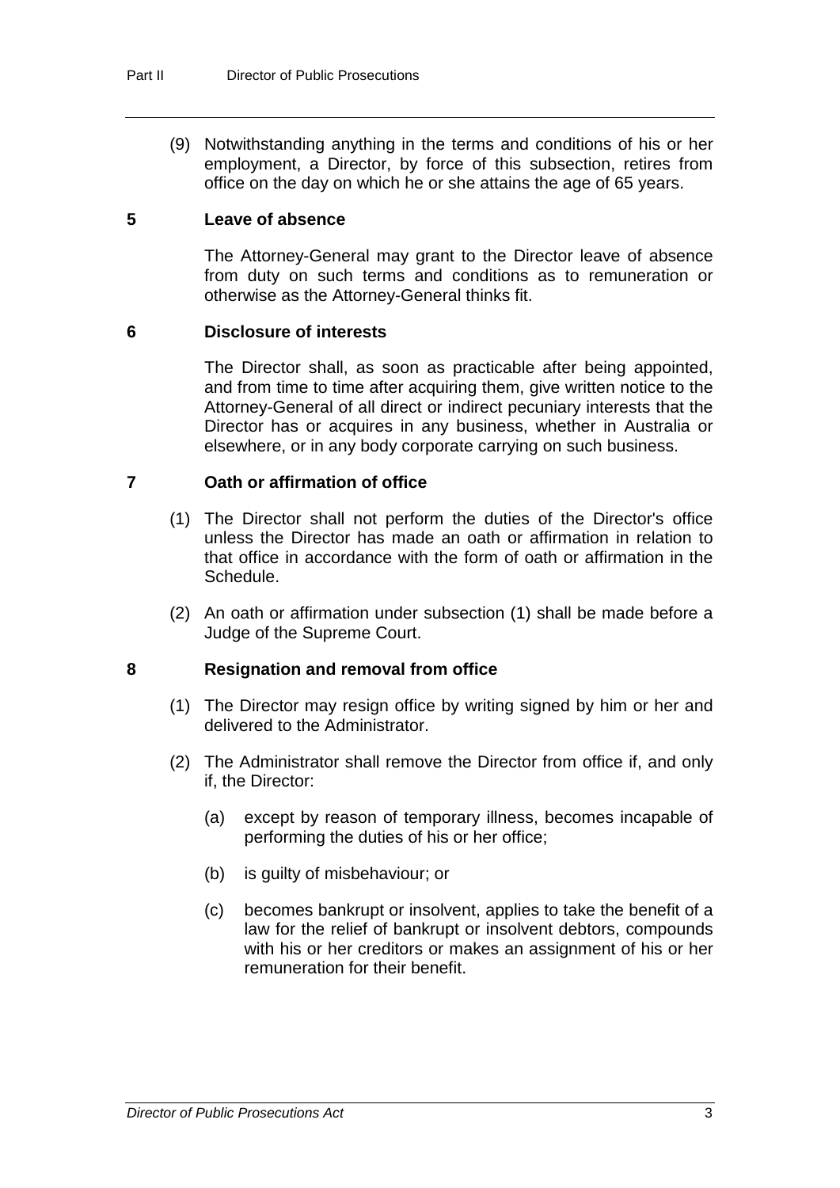(9) Notwithstanding anything in the terms and conditions of his or her employment, a Director, by force of this subsection, retires from office on the day on which he or she attains the age of 65 years.

## 5 Leave of absence

The Attorney-General may grant to the Director leave of absence from duty on such terms and conditions as to remuneration or otherwise as the Attorney-General thinks fit.

## 6 Disclosure of interests

The Director shall, as soon as practicable after being appointed, and from time to time after acquiring them, give written notice to the Attorney-General of all direct or indirect pecuniary interests that the Director has or acquires in any business, whether in Australia or elsewhere, or in any body corporate carrying on such business.

## 7 Oath or affirmation of office

(1) The Director shall not perform the duties of the Director's office unless the Director has made an oath or affirmation in relation to that office in accordance with the form of oath or affirmation in the Schedule.

(2) An oath or affirmation under subsection (1) shall be made before a Judge of the Supreme Court.

## 8 Resignation and removal from office

(1) The Director may resign office by writing signed by him or her and delivered to the Administrator.

(2) The Administrator shall remove the Director from office if, and only if, the Director:

- (a) except by reason of temporary illness, becomes incapable of performing the duties of his or her office;
- (b) is guilty of misbehaviour; or
- (c) becomes bankrupt or insolvent, applies to take the benefit of a law for the relief of bankrupt or insolvent debtors, compounds with his or her creditors or makes an assignment of his or her remuneration for their benefit.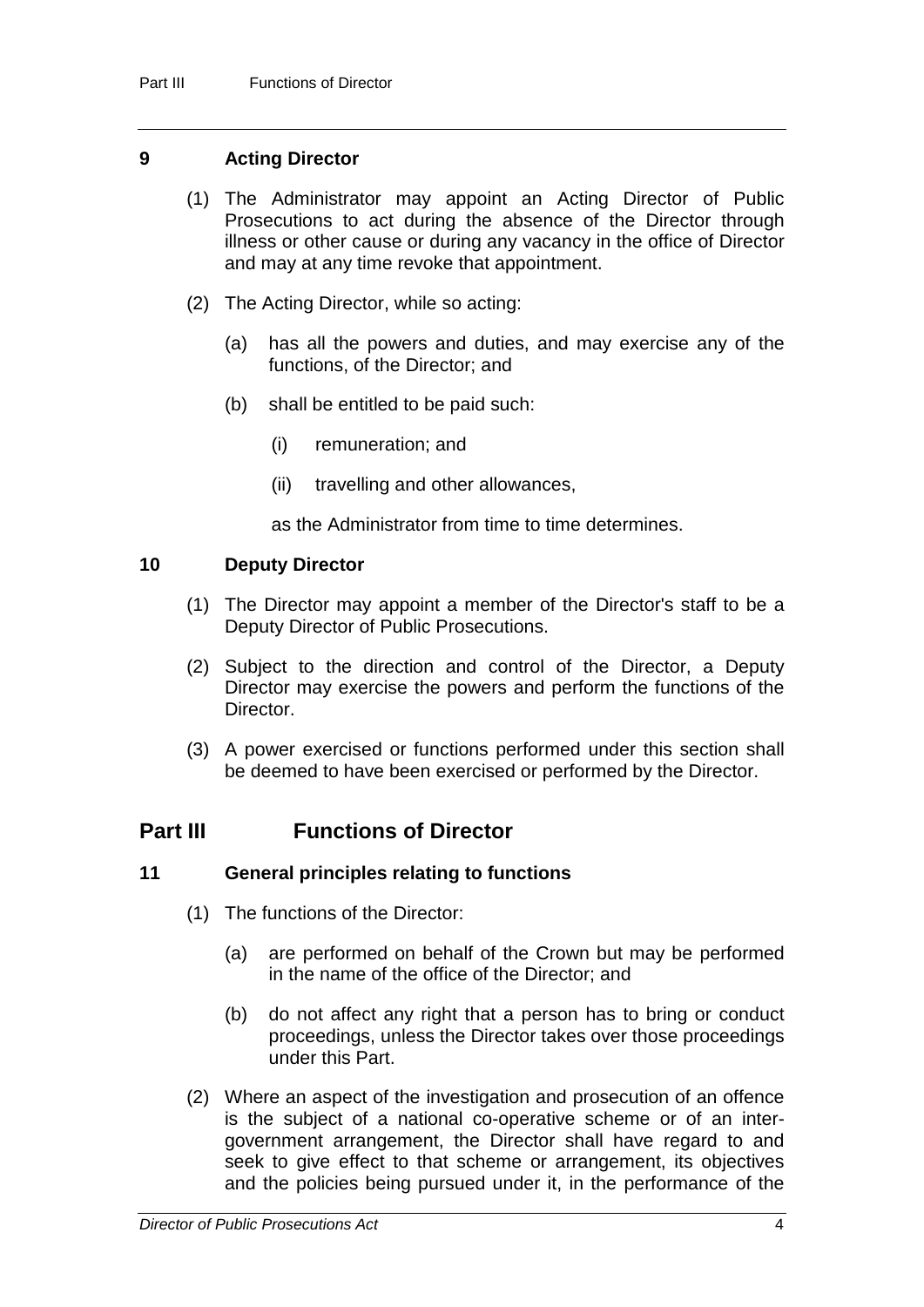### 9 Acting Director

(1) The Administrator may appoint an Acting Director of Public Prosecutions to act during the absence of the Director through illness or other cause or during any vacancy in the office of Director and may at any time revoke that appointment.

(2) The Acting Director, while so acting:

(a) has all the powers and duties, and may exercise any of the functions, of the Director; and

(b) shall be entitled to be paid such:

(i) remuneration; and

(ii) travelling and other allowances,

as the Administrator from time to time determines.

### 10 Deputy Director

(1) The Director may appoint a member of the Director's staff to be a Deputy Director of Public Prosecutions.

(2) Subject to the direction and control of the Director, a Deputy Director may exercise the powers and perform the functions of the Director.

(3) A power exercised or functions performed under this section shall be deemed to have been exercised or performed by the Director.

## Part III Functions of Director

### 11 General principles relating to functions

(1) The functions of the Director:

(a) are performed on behalf of the Crown but may be performed in the name of the office of the Director; and

(b) do not affect any right that a person has to bring or conduct proceedings, unless the Director takes over those proceedings under this Part.

(2) Where an aspect of the investigation and prosecution of an offence is the subject of a national co-operative scheme or of an inter-government arrangement, the Director shall have regard to and seek to give effect to that scheme or arrangement, its objectives and the policies being pursued under it, in the performance of the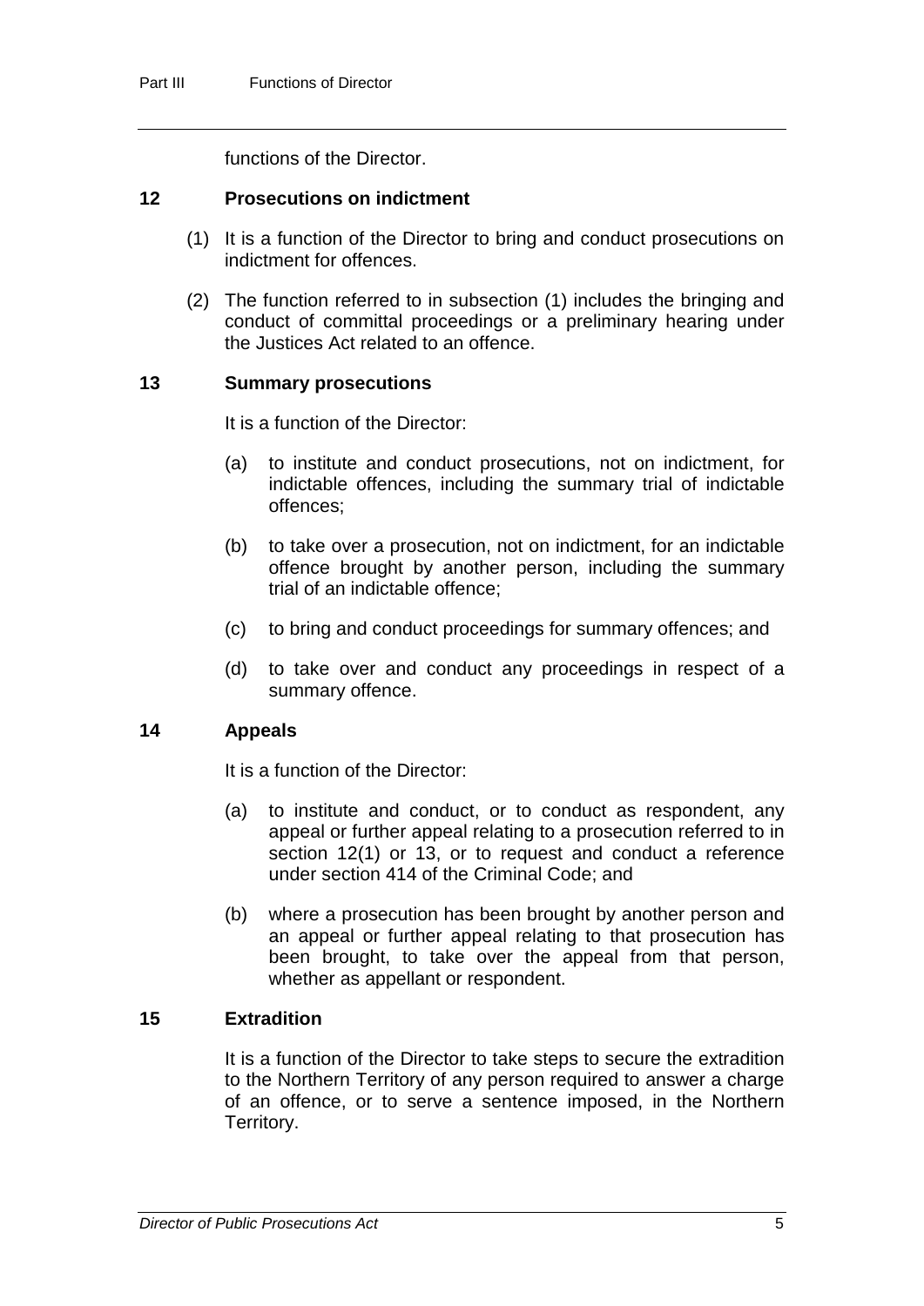functions of the Director.

### 12 Prosecutions on indictment

(1) It is a function of the Director to bring and conduct prosecutions on indictment for offences.

(2) The function referred to in subsection (1) includes the bringing and conduct of committal proceedings or a preliminary hearing under the Justices Act related to an offence.

### 13 Summary prosecutions

It is a function of the Director:

(a) to institute and conduct prosecutions, not on indictment, for indictable offences, including the summary trial of indictable offences;

(b) to take over a prosecution, not on indictment, for an indictable offence brought by another person, including the summary trial of an indictable offence;

(c) to bring and conduct proceedings for summary offences; and

(d) to take over and conduct any proceedings in respect of a summary offence.

### 14 Appeals

It is a function of the Director:

(a) to institute and conduct, or to conduct as respondent, any appeal or further appeal relating to a prosecution referred to in section 12(1) or 13, or to request and conduct a reference under section 414 of the Criminal Code; and

(b) where a prosecution has been brought by another person and an appeal or further appeal relating to that prosecution has been brought, to take over the appeal from that person, whether as appellant or respondent.

### 15 Extradition

It is a function of the Director to take steps to secure the extradition to the Northern Territory of any person required to answer a charge of an offence, or to serve a sentence imposed, in the Northern Territory.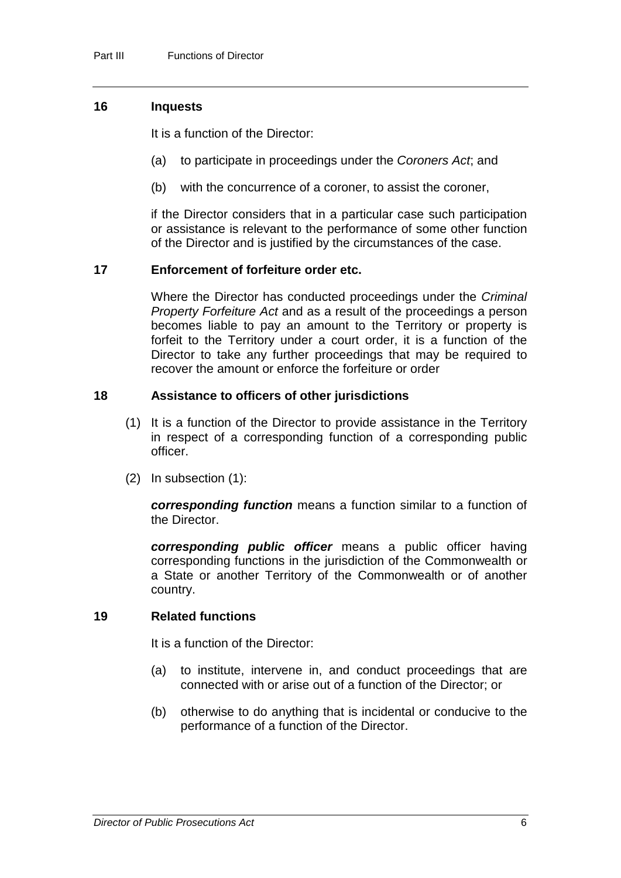## 16 Inquests

It is a function of the Director:

(a) to participate in proceedings under the *Coroners Act*; and

(b) with the concurrence of a coroner, to assist the coroner,

if the Director considers that in a particular case such participation or assistance is relevant to the performance of some other function of the Director and is justified by the circumstances of the case.

## 17 Enforcement of forfeiture order etc.

Where the Director has conducted proceedings under the *Criminal Property Forfeiture Act* and as a result of the proceedings a person becomes liable to pay an amount to the Territory or property is forfeit to the Territory under a court order, it is a function of the Director to take any further proceedings that may be required to recover the amount or enforce the forfeiture or order

## 18 Assistance to officers of other jurisdictions

(1) It is a function of the Director to provide assistance in the Territory in respect of a corresponding function of a corresponding public officer.

(2) In subsection (1):

***corresponding function*** means a function similar to a function of the Director.

***corresponding public officer*** means a public officer having corresponding functions in the jurisdiction of the Commonwealth or a State or another Territory of the Commonwealth or of another country.

## 19 Related functions

It is a function of the Director:

(a) to institute, intervene in, and conduct proceedings that are connected with or arise out of a function of the Director; or

(b) otherwise to do anything that is incidental or conducive to the performance of a function of the Director.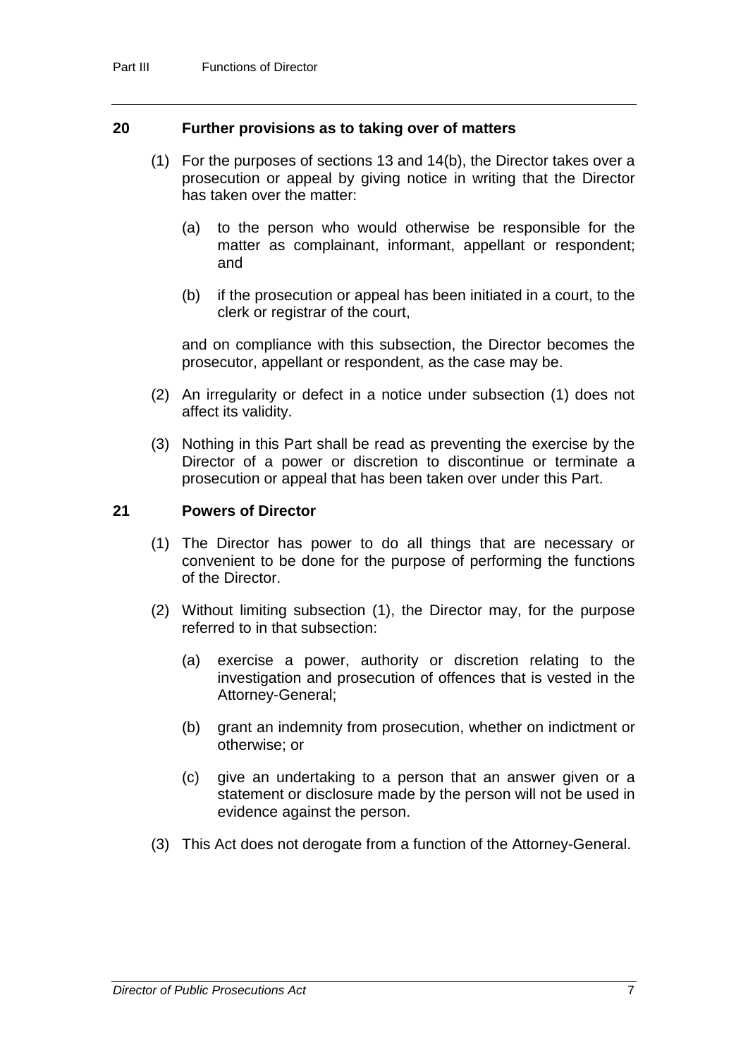## 20 Further provisions as to taking over of matters

(1) For the purposes of sections 13 and 14(b), the Director takes over a prosecution or appeal by giving notice in writing that the Director has taken over the matter:

(a) to the person who would otherwise be responsible for the matter as complainant, informant, appellant or respondent; and

(b) if the prosecution or appeal has been initiated in a court, to the clerk or registrar of the court,

and on compliance with this subsection, the Director becomes the prosecutor, appellant or respondent, as the case may be.

(2) An irregularity or defect in a notice under subsection (1) does not affect its validity.

(3) Nothing in this Part shall be read as preventing the exercise by the Director of a power or discretion to discontinue or terminate a prosecution or appeal that has been taken over under this Part.

## 21 Powers of Director

(1) The Director has power to do all things that are necessary or convenient to be done for the purpose of performing the functions of the Director.

(2) Without limiting subsection (1), the Director may, for the purpose referred to in that subsection:

(a) exercise a power, authority or discretion relating to the investigation and prosecution of offences that is vested in the Attorney-General;

(b) grant an indemnity from prosecution, whether on indictment or otherwise; or

(c) give an undertaking to a person that an answer given or a statement or disclosure made by the person will not be used in evidence against the person.

(3) This Act does not derogate from a function of the Attorney-General.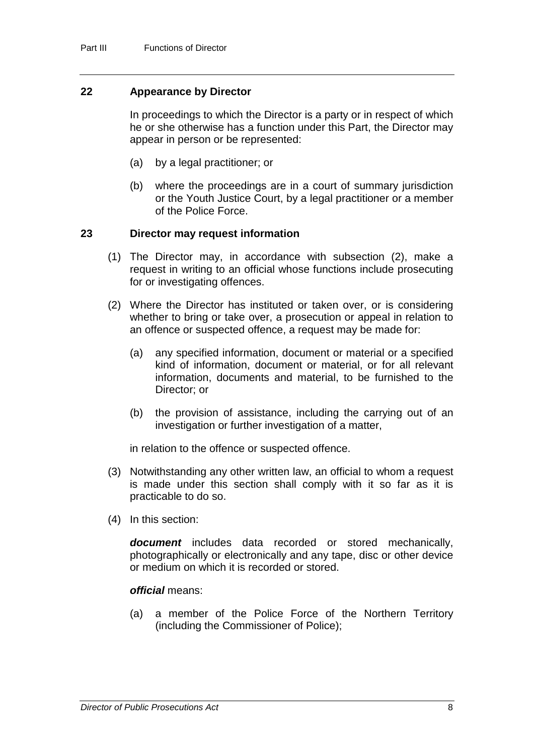## 22 Appearance by Director

In proceedings to which the Director is a party or in respect of which he or she otherwise has a function under this Part, the Director may appear in person or be represented:

(a) by a legal practitioner; or

(b) where the proceedings are in a court of summary jurisdiction or the Youth Justice Court, by a legal practitioner or a member of the Police Force.

## 23 Director may request information

(1) The Director may, in accordance with subsection (2), make a request in writing to an official whose functions include prosecuting for or investigating offences.

(2) Where the Director has instituted or taken over, or is considering whether to bring or take over, a prosecution or appeal in relation to an offence or suspected offence, a request may be made for:

(a) any specified information, document or material or a specified kind of information, document or material, or for all relevant information, documents and material, to be furnished to the Director; or

(b) the provision of assistance, including the carrying out of an investigation or further investigation of a matter,

in relation to the offence or suspected offence.

(3) Notwithstanding any other written law, an official to whom a request is made under this section shall comply with it so far as it is practicable to do so.

(4) In this section:

***document*** includes data recorded or stored mechanically, photographically or electronically and any tape, disc or other device or medium on which it is recorded or stored.

***official*** means:

(a) a member of the Police Force of the Northern Territory (including the Commissioner of Police);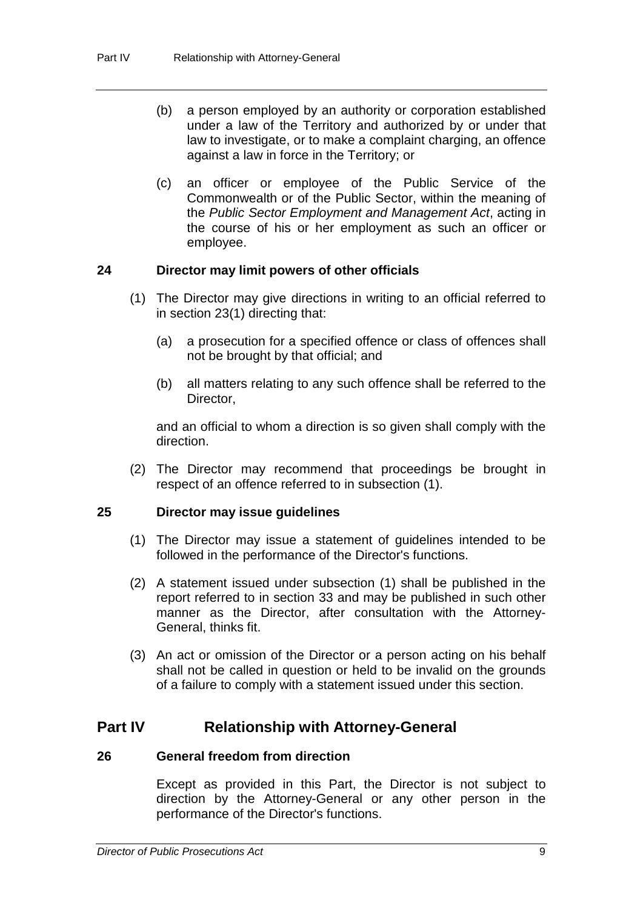(b) a person employed by an authority or corporation established under a law of the Territory and authorized by or under that law to investigate, or to make a complaint charging, an offence against a law in force in the Territory; or

(c) an officer or employee of the Public Service of the Commonwealth or of the Public Sector, within the meaning of the *Public Sector Employment and Management Act*, acting in the course of his or her employment as such an officer or employee.

### 24 Director may limit powers of other officials

(1) The Director may give directions in writing to an official referred to in section 23(1) directing that:

(a) a prosecution for a specified offence or class of offences shall not be brought by that official; and

(b) all matters relating to any such offence shall be referred to the Director,

and an official to whom a direction is so given shall comply with the direction.

(2) The Director may recommend that proceedings be brought in respect of an offence referred to in subsection (1).

### 25 Director may issue guidelines

(1) The Director may issue a statement of guidelines intended to be followed in the performance of the Director's functions.

(2) A statement issued under subsection (1) shall be published in the report referred to in section 33 and may be published in such other manner as the Director, after consultation with the Attorney-General, thinks fit.

(3) An act or omission of the Director or a person acting on his behalf shall not be called in question or held to be invalid on the grounds of a failure to comply with a statement issued under this section.

## Part IV Relationship with Attorney-General

### 26 General freedom from direction

Except as provided in this Part, the Director is not subject to direction by the Attorney-General or any other person in the performance of the Director's functions.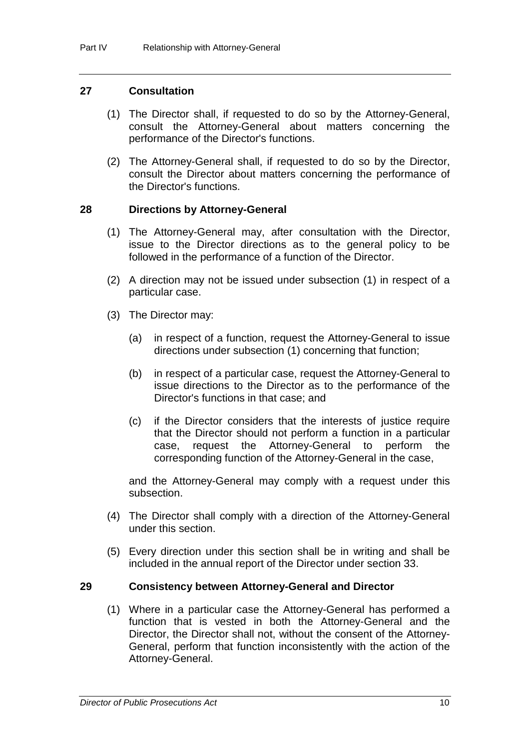### 27 Consultation

(1) The Director shall, if requested to do so by the Attorney-General, consult the Attorney-General about matters concerning the performance of the Director's functions.

(2) The Attorney-General shall, if requested to do so by the Director, consult the Director about matters concerning the performance of the Director's functions.

### 28 Directions by Attorney-General

(1) The Attorney-General may, after consultation with the Director, issue to the Director directions as to the general policy to be followed in the performance of a function of the Director.

(2) A direction may not be issued under subsection (1) in respect of a particular case.

(3) The Director may:

(a) in respect of a function, request the Attorney-General to issue directions under subsection (1) concerning that function;

(b) in respect of a particular case, request the Attorney-General to issue directions to the Director as to the performance of the Director's functions in that case; and

(c) if the Director considers that the interests of justice require that the Director should not perform a function in a particular case, request the Attorney-General to perform the corresponding function of the Attorney-General in the case,

and the Attorney-General may comply with a request under this subsection.

(4) The Director shall comply with a direction of the Attorney-General under this section.

(5) Every direction under this section shall be in writing and shall be included in the annual report of the Director under section 33.

### 29 Consistency between Attorney-General and Director

(1) Where in a particular case the Attorney-General has performed a function that is vested in both the Attorney-General and the Director, the Director shall not, without the consent of the Attorney-General, perform that function inconsistently with the action of the Attorney-General.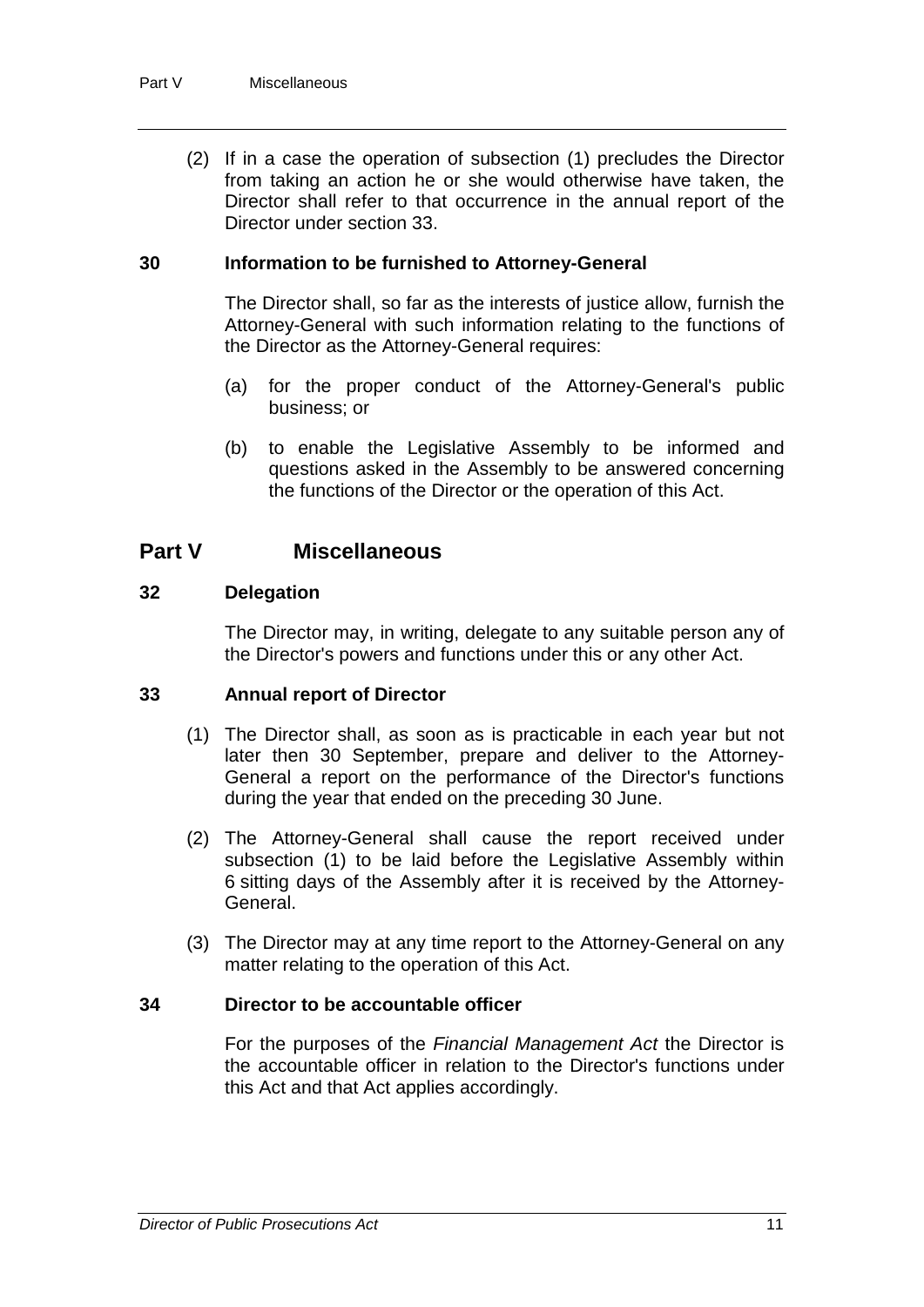(2) If in a case the operation of subsection (1) precludes the Director from taking an action he or she would otherwise have taken, the Director shall refer to that occurrence in the annual report of the Director under section 33.

### 30 Information to be furnished to Attorney-General

The Director shall, so far as the interests of justice allow, furnish the Attorney-General with such information relating to the functions of the Director as the Attorney-General requires:

(a) for the proper conduct of the Attorney-General's public business; or

(b) to enable the Legislative Assembly to be informed and questions asked in the Assembly to be answered concerning the functions of the Director or the operation of this Act.

## Part V Miscellaneous

### 32 Delegation

The Director may, in writing, delegate to any suitable person any of the Director's powers and functions under this or any other Act.

### 33 Annual report of Director

(1) The Director shall, as soon as is practicable in each year but not later then 30 September, prepare and deliver to the Attorney-General a report on the performance of the Director's functions during the year that ended on the preceding 30 June.

(2) The Attorney-General shall cause the report received under subsection (1) to be laid before the Legislative Assembly within 6 sitting days of the Assembly after it is received by the Attorney-General.

(3) The Director may at any time report to the Attorney-General on any matter relating to the operation of this Act.

### 34 Director to be accountable officer

For the purposes of the *Financial Management Act* the Director is the accountable officer in relation to the Director's functions under this Act and that Act applies accordingly.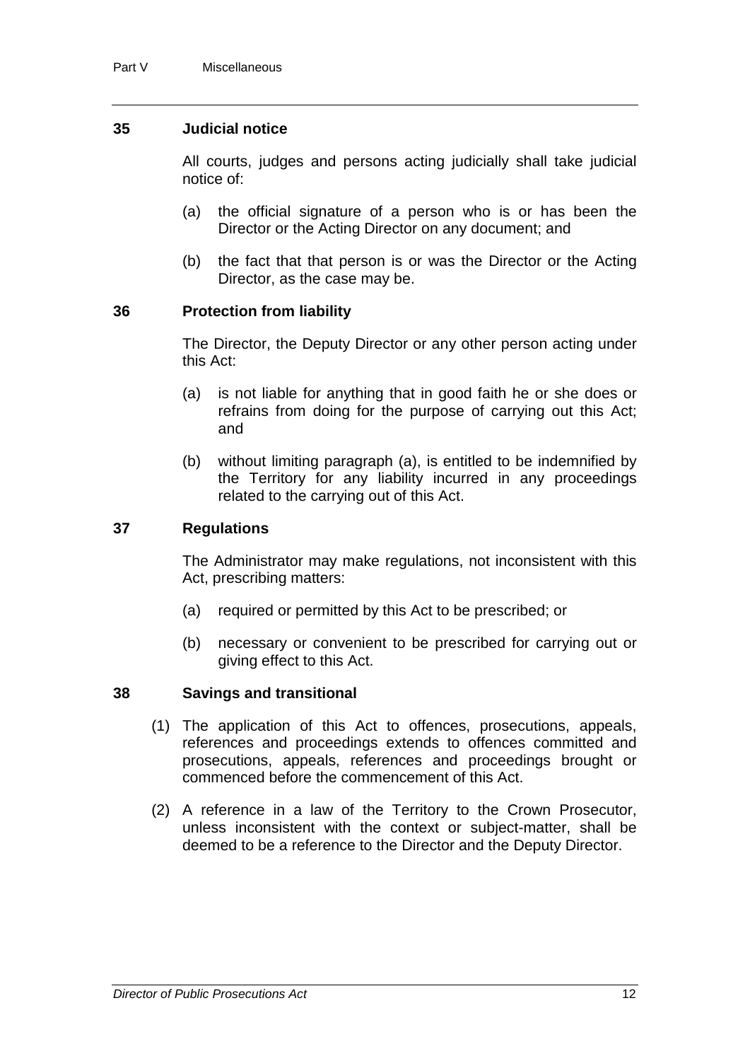### 35 Judicial notice

All courts, judges and persons acting judicially shall take judicial notice of:

(a) the official signature of a person who is or has been the Director or the Acting Director on any document; and

(b) the fact that that person is or was the Director or the Acting Director, as the case may be.

### 36 Protection from liability

The Director, the Deputy Director or any other person acting under this Act:

(a) is not liable for anything that in good faith he or she does or refrains from doing for the purpose of carrying out this Act; and

(b) without limiting paragraph (a), is entitled to be indemnified by the Territory for any liability incurred in any proceedings related to the carrying out of this Act.

### 37 Regulations

The Administrator may make regulations, not inconsistent with this Act, prescribing matters:

(a) required or permitted by this Act to be prescribed; or

(b) necessary or convenient to be prescribed for carrying out or giving effect to this Act.

### 38 Savings and transitional

(1) The application of this Act to offences, prosecutions, appeals, references and proceedings extends to offences committed and prosecutions, appeals, references and proceedings brought or commenced before the commencement of this Act.

(2) A reference in a law of the Territory to the Crown Prosecutor, unless inconsistent with the context or subject-matter, shall be deemed to be a reference to the Director and the Deputy Director.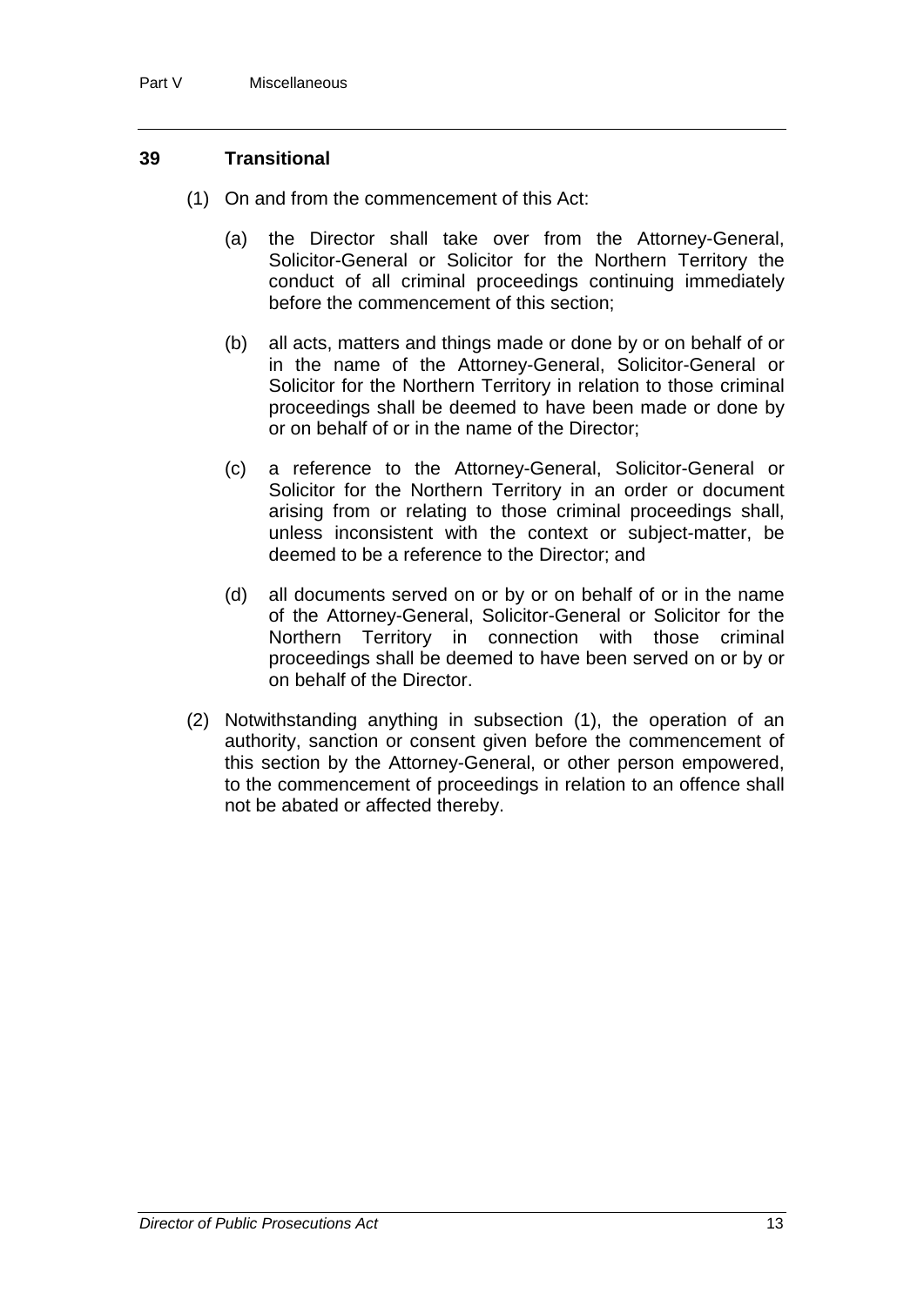### 39 Transitional

(1) On and from the commencement of this Act:

(a) the Director shall take over from the Attorney-General, Solicitor-General or Solicitor for the Northern Territory the conduct of all criminal proceedings continuing immediately before the commencement of this section;

(b) all acts, matters and things made or done by or on behalf of or in the name of the Attorney-General, Solicitor-General or Solicitor for the Northern Territory in relation to those criminal proceedings shall be deemed to have been made or done by or on behalf of or in the name of the Director;

(c) a reference to the Attorney-General, Solicitor-General or Solicitor for the Northern Territory in an order or document arising from or relating to those criminal proceedings shall, unless inconsistent with the context or subject-matter, be deemed to be a reference to the Director; and

(d) all documents served on or by or on behalf of or in the name of the Attorney-General, Solicitor-General or Solicitor for the Northern Territory in connection with those criminal proceedings shall be deemed to have been served on or by or on behalf of the Director.

(2) Notwithstanding anything in subsection (1), the operation of an authority, sanction or consent given before the commencement of this section by the Attorney-General, or other person empowered, to the commencement of proceedings in relation to an offence shall not be abated or affected thereby.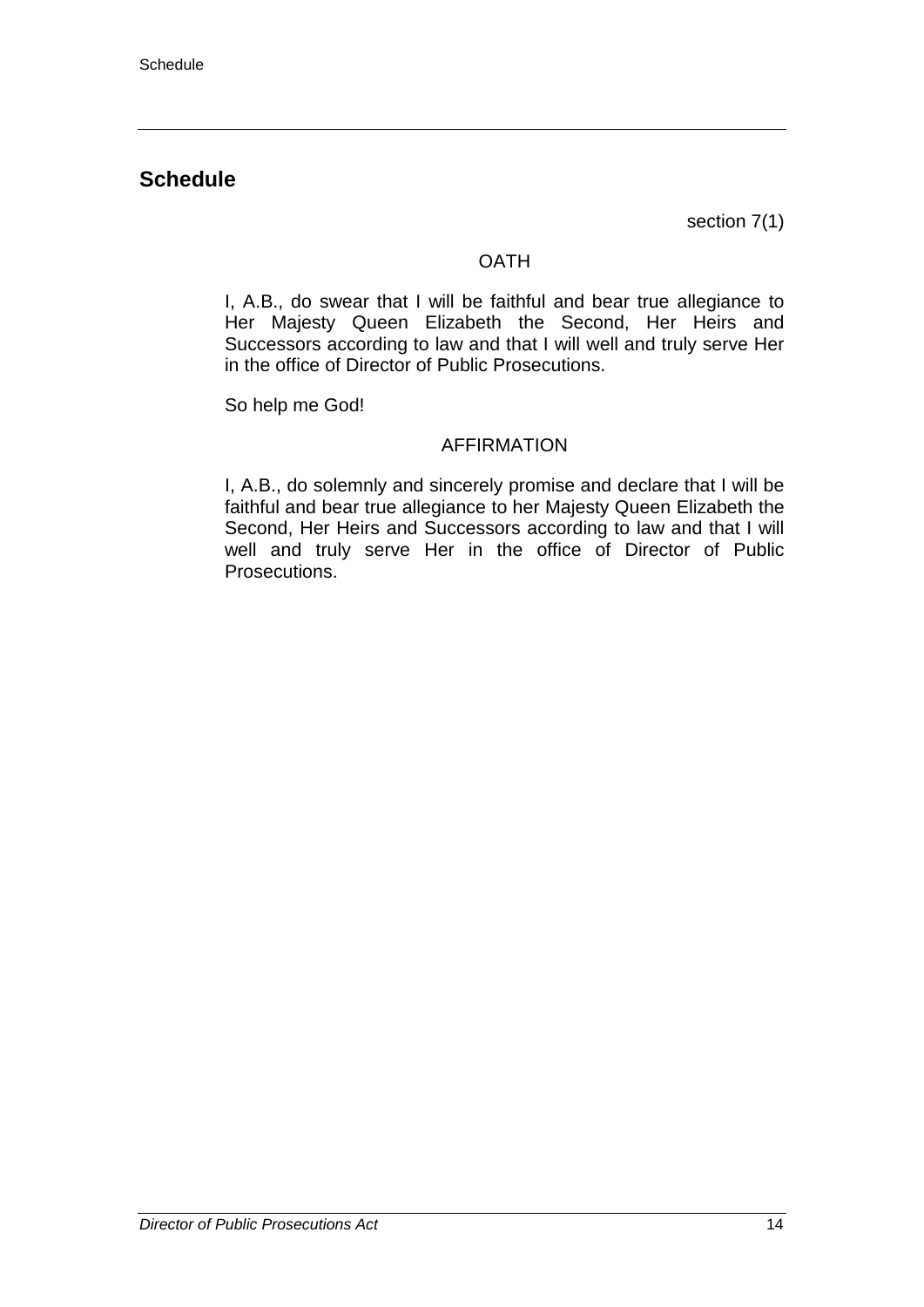## Schedule

section 7(1)

OATH

I, A.B., do swear that I will be faithful and bear true allegiance to Her Majesty Queen Elizabeth the Second, Her Heirs and Successors according to law and that I will well and truly serve Her in the office of Director of Public Prosecutions.

So help me God!

AFFIRMATION

I, A.B., do solemnly and sincerely promise and declare that I will be faithful and bear true allegiance to her Majesty Queen Elizabeth the Second, Her Heirs and Successors according to law and that I will well and truly serve Her in the office of Director of Public Prosecutions.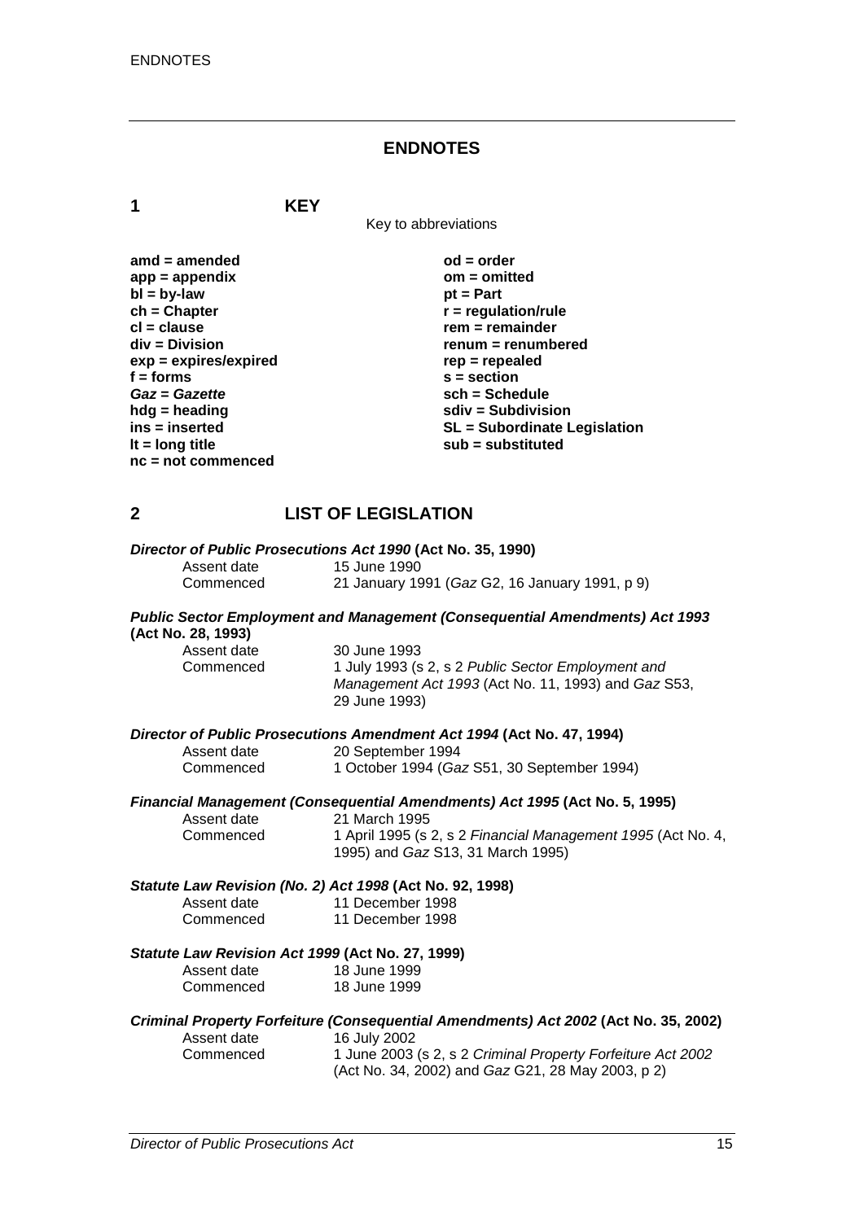## ENDNOTES

### 1 KEY

Key to abbreviations

**amd = amended**
**app = appendix**
**bl = by-law**
**ch = Chapter**
**cl = clause**
**div = Division**
**exp = expires/expired**
**f = forms**
***Gaz* = *Gazette***
**hdg = heading**
**ins = inserted**
**lt = long title**
**nc = not commenced**
**od = order**
**om = omitted**
**pt = Part**
**r = regulation/rule**
**rem = remainder**
**renum = renumbered**
**rep = repealed**
**s = section**
**sch = Schedule**
**sdiv = Subdivision**
**SL = Subordinate Legislation**
**sub = substituted**

### 2 LIST OF LEGISLATION

***Director of Public Prosecutions Act 1990*** **(Act No. 35, 1990)**

| | |
|---|---|
| Assent date | 15 June 1990 |
| Commenced | 21 January 1991 (*Gaz* G2, 16 January 1991, p 9) |

***Public Sector Employment and Management (Consequential Amendments) Act 1993*** **(Act No. 28, 1993)**

| | |
|---|---|
| Assent date | 30 June 1993 |
| Commenced | 1 July 1993 (s 2, s 2 *Public Sector Employment and Management Act 1993* (Act No. 11, 1993) and *Gaz* S53, 29 June 1993) |

***Director of Public Prosecutions Amendment Act 1994*** **(Act No. 47, 1994)**

| | |
|---|---|
| Assent date | 20 September 1994 |
| Commenced | 1 October 1994 (*Gaz* S51, 30 September 1994) |

***Financial Management (Consequential Amendments) Act 1995*** **(Act No. 5, 1995)**

| | |
|---|---|
| Assent date | 21 March 1995 |
| Commenced | 1 April 1995 (s 2, s 2 *Financial Management 1995* (Act No. 4, 1995) and *Gaz* S13, 31 March 1995) |

***Statute Law Revision (No. 2) Act 1998*** **(Act No. 92, 1998)**

| | |
|---|---|
| Assent date | 11 December 1998 |
| Commenced | 11 December 1998 |

***Statute Law Revision Act 1999*** **(Act No. 27, 1999)**

| | |
|---|---|
| Assent date | 18 June 1999 |
| Commenced | 18 June 1999 |

***Criminal Property Forfeiture (Consequential Amendments) Act 2002*** **(Act No. 35, 2002)**

| | |
|---|---|
| Assent date | 16 July 2002 |
| Commenced | 1 June 2003 (s 2, s 2 *Criminal Property Forfeiture Act 2002* (Act No. 34, 2002) and *Gaz* G21, 28 May 2003, p 2) |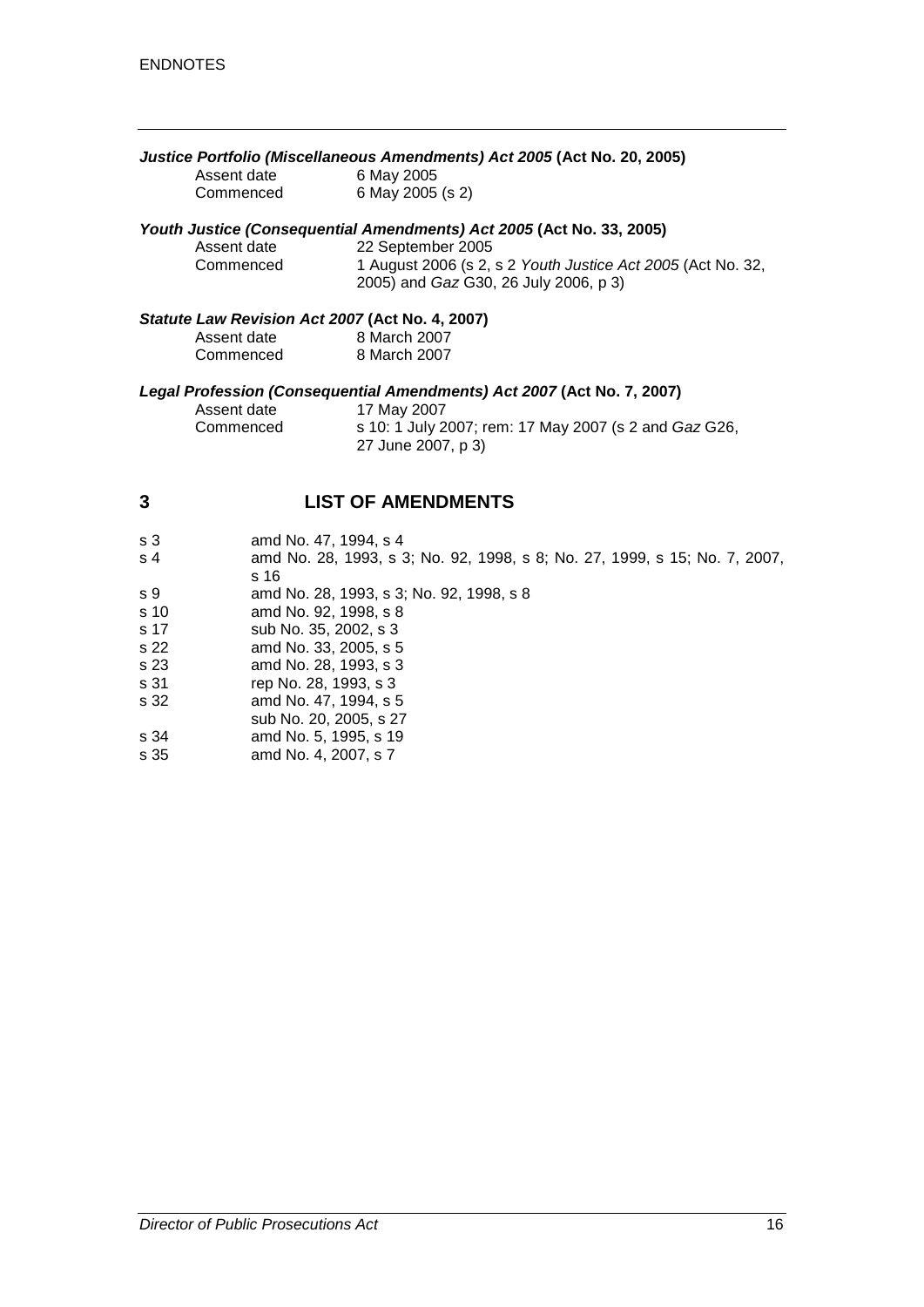***Justice Portfolio (Miscellaneous Amendments) Act 2005* (Act No. 20, 2005)**

| | |
|---|---|
| Assent date | 6 May 2005 |
| Commenced | 6 May 2005 (s 2) |

***Youth Justice (Consequential Amendments) Act 2005* (Act No. 33, 2005)**

| | |
|---|---|
| Assent date | 22 September 2005 |
| Commenced | 1 August 2006 (s 2, s 2 *Youth Justice Act 2005* (Act No. 32, 2005) and *Gaz* G30, 26 July 2006, p 3) |

***Statute Law Revision Act 2007* (Act No. 4, 2007)**

| | |
|---|---|
| Assent date | 8 March 2007 |
| Commenced | 8 March 2007 |

***Legal Profession (Consequential Amendments) Act 2007* (Act No. 7, 2007)**

| | |
|---|---|
| Assent date | 17 May 2007 |
| Commenced | s 10: 1 July 2007; rem: 17 May 2007 (s 2 and *Gaz* G26, 27 June 2007, p 3) |

## 3 LIST OF AMENDMENTS

| | |
|---|---|
| s 3 | amd No. 47, 1994, s 4 |
| s 4 | amd No. 28, 1993, s 3; No. 92, 1998, s 8; No. 27, 1999, s 15; No. 7, 2007, s 16 |
| s 9 | amd No. 28, 1993, s 3; No. 92, 1998, s 8 |
| s 10 | amd No. 92, 1998, s 8 |
| s 17 | sub No. 35, 2002, s 3 |
| s 22 | amd No. 33, 2005, s 5 |
| s 23 | amd No. 28, 1993, s 3 |
| s 31 | rep No. 28, 1993, s 3 |
| s 32 | amd No. 47, 1994, s 5 |
| | sub No. 20, 2005, s 27 |
| s 34 | amd No. 5, 1995, s 19 |
| s 35 | amd No. 4, 2007, s 7 |